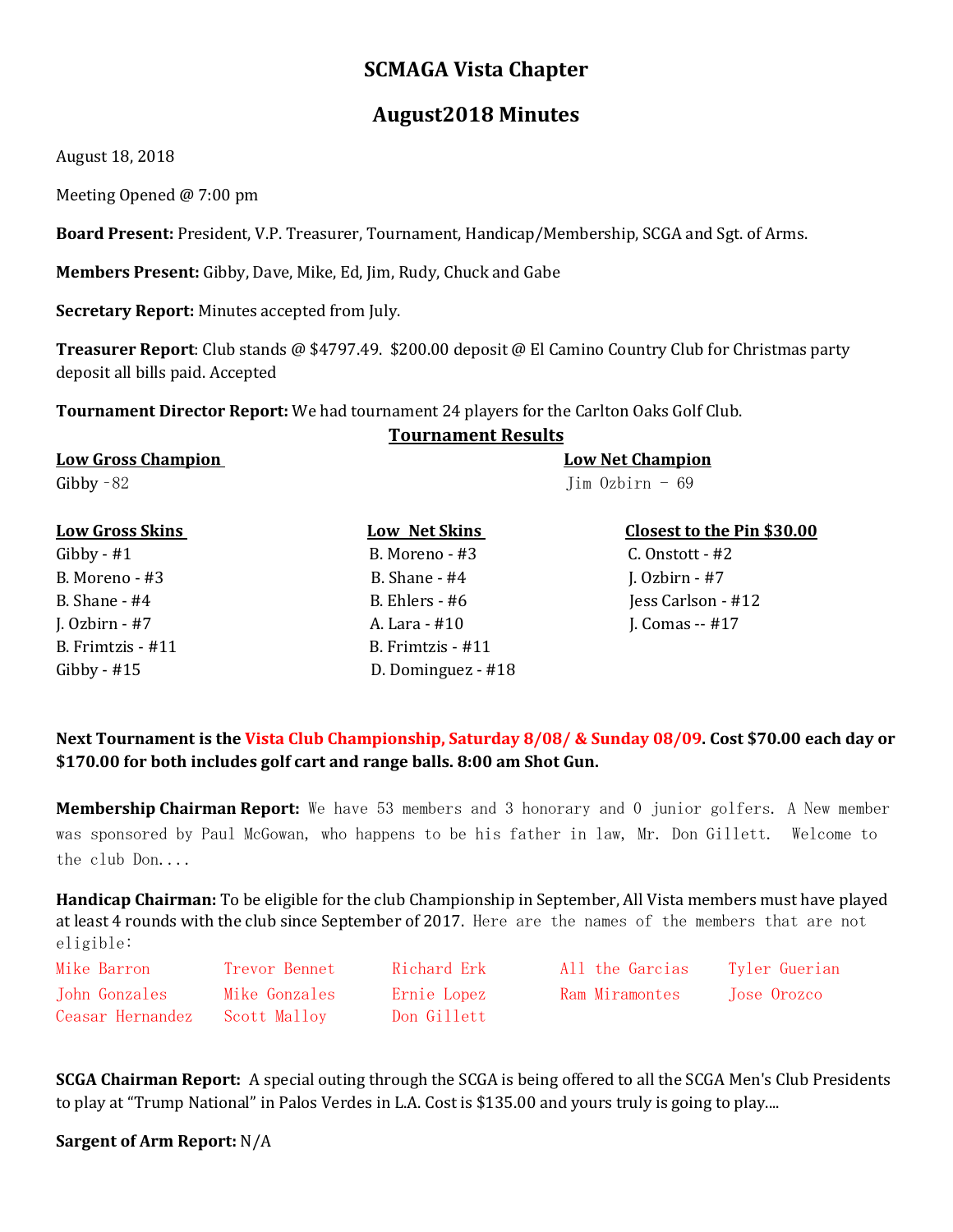# SCMAGA Vista Chapter

## August2018 Minutes

August 18, 2018

Meeting Opened @ 7:00 pm

**Board Present:** President, V.P. Treasurer, Tournament, Handicap/Membership, SCGA and Sgt. of Arms.

**Members Present:** Gibby, Dave, Mike, Ed, Jim, Rudy, Chuck and Gabe

**Secretary Report:** Minutes accepted from July.

**Treasurer Report**: Club stands @ $4797.49. $200.00 deposit @ El Camino Country Club for Christmas party deposit all bills paid. Accepted

**Tournament Director Report:** We had tournament 24 players for the Carlton Oaks Golf Club.

**Tournament Results**

| Low Gross Champion | Low Net Champion |
|---|---|
| Gibby -82 | Jim Ozbirn - 69 |

| Low Gross Skins | Low Net Skins | Closest to the Pin $30.00 |
|---|---|---|
| Gibby - #1 | B. Moreno - #3 | C. Onstott - #2 |
| B. Moreno - #3 | B. Shane - #4 | J. Ozbirn - #7 |
| B. Shane - #4 | B. Ehlers - #6 | Jess Carlson - #12 |
| J. Ozbirn - #7 | A. Lara - #10 | J. Comas -- #17 |
| B. Frimtzis - #11 | B. Frimtzis - #11 | |
| Gibby - #15 | D. Dominguez - #18 | |

**Next Tournament is the Vista Club Championship, Saturday 8/08/ & Sunday 08/09. Cost $70.00 each day or $170.00 for both includes golf cart and range balls. 8:00 am Shot Gun.**

**Membership Chairman Report:** We have 53 members and 3 honorary and 0 junior golfers. A New member was sponsored by Paul McGowan, who happens to be his father in law, Mr. Don Gillett. Welcome to the club Don....

**Handicap Chairman:** To be eligible for the club Championship in September, All Vista members must have played at least 4 rounds with the club since September of 2017. Here are the names of the members that are not eligible:

| | | | | |
|---|---|---|---|---|
| Mike Barron | Trevor Bennet | Richard Erk | All the Garcias | Tyler Guerian |
| John Gonzales | Mike Gonzales | Ernie Lopez | Ram Miramontes | Jose Orozco |
| Ceasar Hernandez | Scott Malloy | Don Gillett | | |

**SCGA Chairman Report:** A special outing through the SCGA is being offered to all the SCGA Men's Club Presidents to play at "Trump National" in Palos Verdes in L.A. Cost is $135.00 and yours truly is going to play....

**Sargent of Arm Report:** N/A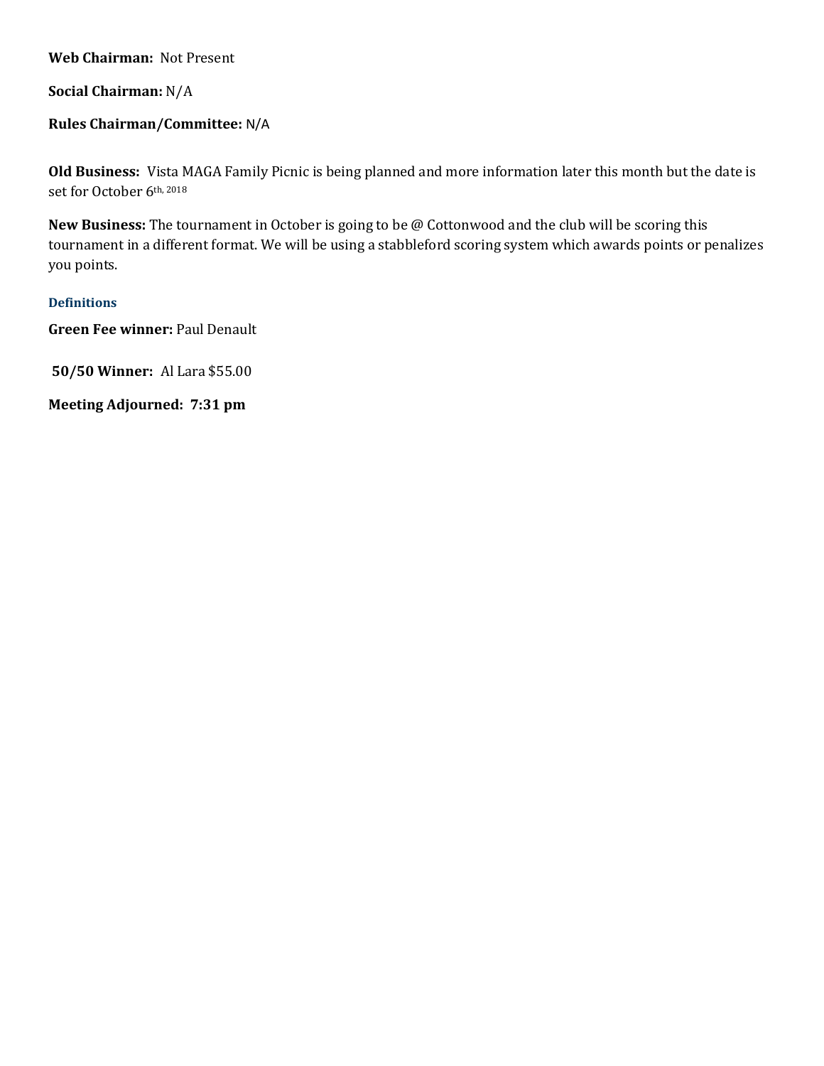**Web Chairman:** Not Present

**Social Chairman:** N/A

**Rules Chairman/Committee:** N/A

**Old Business:** Vista MAGA Family Picnic is being planned and more information later this month but the date is set for October 6th, 2018

**New Business:** The tournament in October is going to be @ Cottonwood and the club will be scoring this tournament in a different format. We will be using a stabbleford scoring system which awards points or penalizes you points.

### Definitions

**Green Fee winner:** Paul Denault

**50/50 Winner:** Al Lara $55.00

**Meeting Adjourned: 7:31 pm**